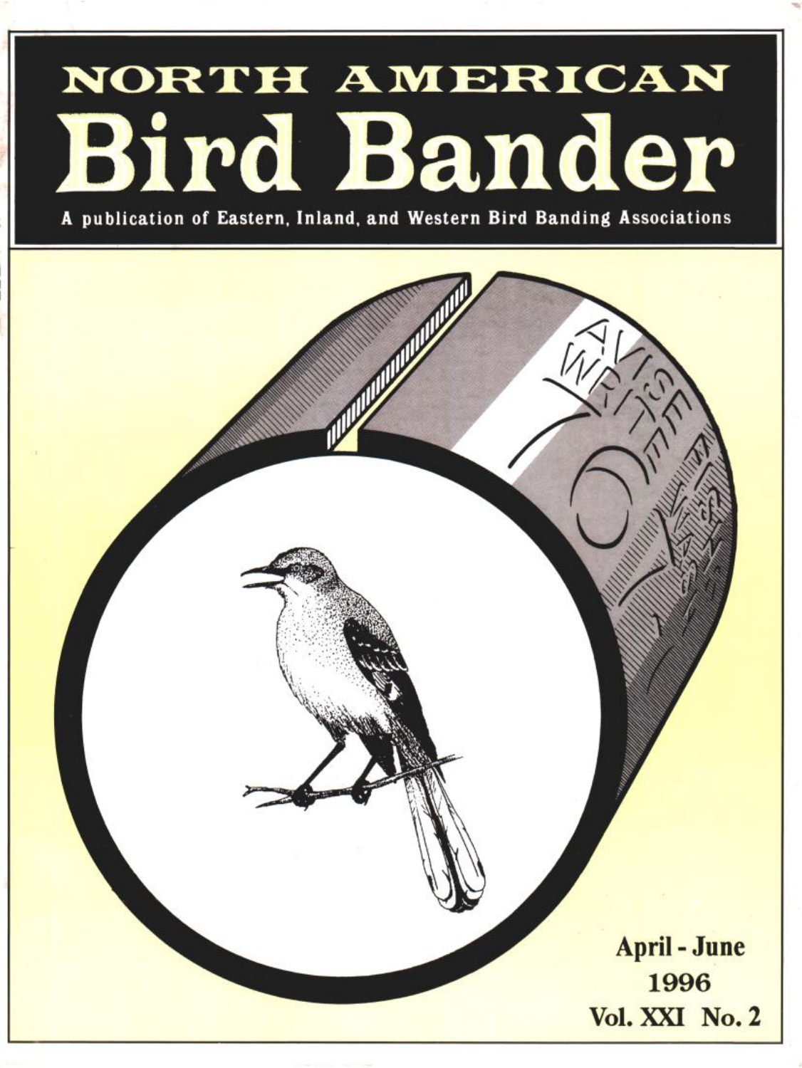# NORTH AMERICAN Bird Bander

A publication of Eastern, Inland, and Western Bird Banding Associations

April - June
1996
Vol. XXI No. 2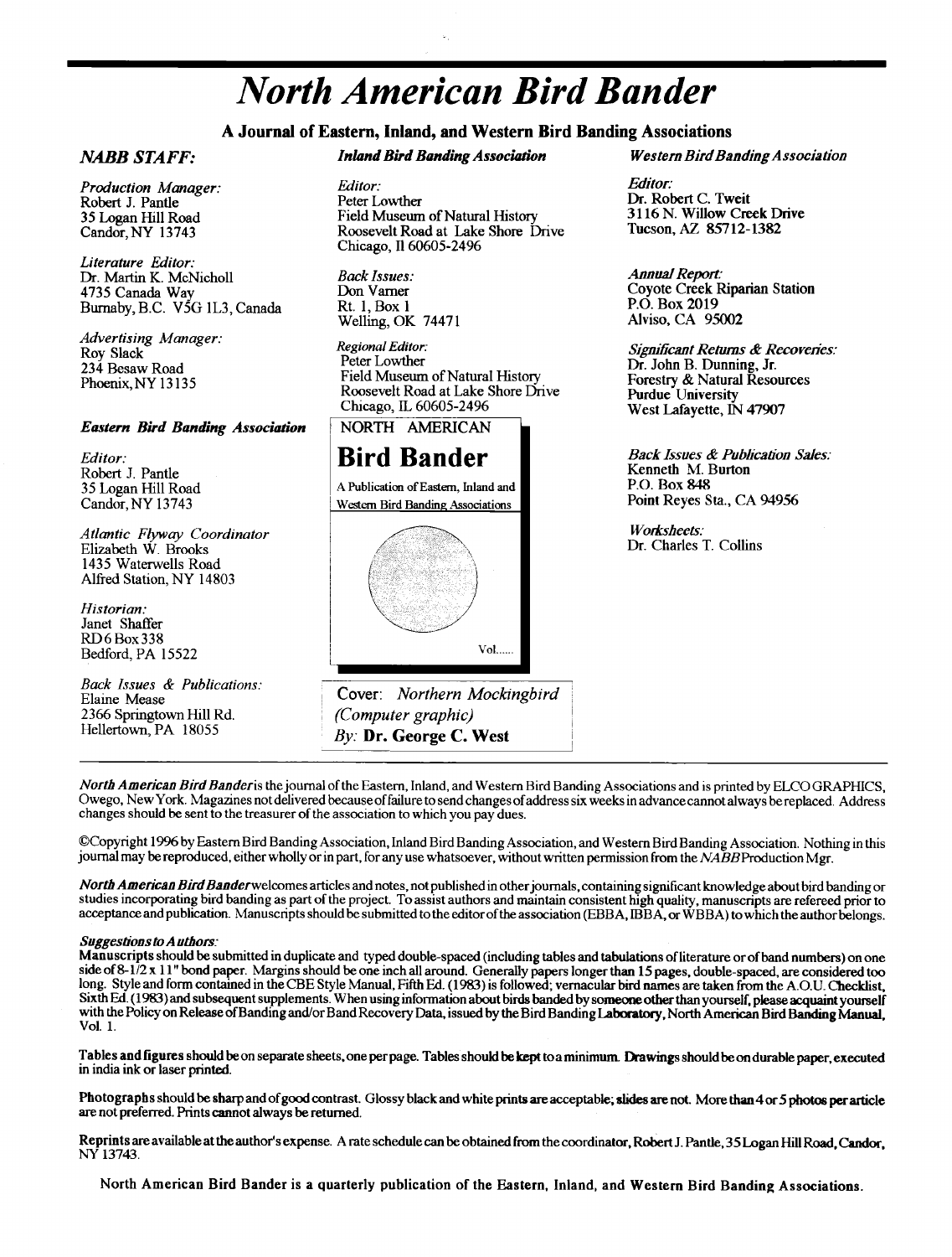# North American Bird Bander

### A Journal of Eastern, Inland, and Western Bird Banding Associations

***NABB STAFF:***

*Production Manager:*
Robert J. Pantle
35 Logan Hill Road
Candor, NY 13743

*Literature Editor:*
Dr. Martin K. McNicholl
4735 Canada Way
Burnaby, B.C. V5G 1L3, Canada

*Advertising Manager:*
Roy Slack
234 Besaw Road
Phoenix, NY 13135

***Eastern Bird Banding Association***

*Editor:*
Robert J. Pantle
35 Logan Hill Road
Candor, NY 13743

*Atlantic Flyway Coordinator*
Elizabeth W. Brooks
1435 Waterwells Road
Alfred Station, NY 14803

*Historian:*
Janet Shaffer
RD 6 Box 338
Bedford, PA 15522

*Back Issues & Publications:*
Elaine Mease
2366 Springtown Hill Rd.
Hellertown, PA 18055

***Inland Bird Banding Association***

*Editor:*
Peter Lowther
Field Museum of Natural History
Roosevelt Road at Lake Shore Drive
Chicago, Il 60605-2496

*Back Issues:*
Don Varner
Rt. 1, Box 1
Welling, OK 74471

*Regional Editor:*
Peter Lowther
Field Museum of Natural History
Roosevelt Road at Lake Shore Drive
Chicago, IL 60605-2496

NORTH AMERICAN
**Bird Bander**
A Publication of Eastern, Inland and Western Bird Banding Associations
Vol......

Cover: *Northern Mockingbird (Computer graphic)*
*By:* **Dr. George C. West**

***Western Bird Banding Association***

*Editor:*
Dr. Robert C. Tweit
3116 N. Willow Creek Drive
Tucson, AZ 85712-1382

*Annual Report:*
Coyote Creek Riparian Station
P.O. Box 2019
Alviso, CA 95002

*Significant Returns & Recoveries:*
Dr. John B. Dunning, Jr.
Forestry & Natural Resources
Purdue University
West Lafayette, IN 47907

*Back Issues & Publication Sales:*
Kenneth M. Burton
P.O. Box 848
Point Reyes Sta., CA 94956

*Worksheets:*
Dr. Charles T. Collins

---

***North American Bird Bander*** is the journal of the Eastern, Inland, and Western Bird Banding Associations and is printed by ELCO GRAPHICS, Owego, New York. Magazines not delivered because of failure to send changes of address six weeks in advance cannot always be replaced. Address changes should be sent to the treasurer of the association to which you pay dues.

©Copyright 1996 by Eastern Bird Banding Association, Inland Bird Banding Association, and Western Bird Banding Association. Nothing in this journal may be reproduced, either wholly or in part, for any use whatsoever, without written permission from the *NABB* Production Mgr.

***North American Bird Bander*** welcomes articles and notes, not published in other journals, containing significant knowledge about bird banding or studies incorporating bird banding as part of the project. To assist authors and maintain consistent high quality, manuscripts are refereed prior to acceptance and publication. Manuscripts should be submitted to the editor of the association (EBBA, IBBA, or WBBA) to which the author belongs.

***Suggestions to Authors:***
**Manuscripts** should be submitted in duplicate and typed double-spaced (including tables and tabulations of literature or of band numbers) on one side of 8-1/2 x 11" bond paper. Margins should be one inch all around. Generally papers longer than 15 pages, double-spaced, are considered too long. Style and form contained in the CBE Style Manual, Fifth Ed. (1983) is followed; vernacular bird names are taken from the A.O.U. Checklist, Sixth Ed. (1983) and subsequent supplements. When using information about birds banded by someone other than yourself, please acquaint yourself with the Policy on Release of Banding and/or Band Recovery Data, issued by the Bird Banding Laboratory, North American Bird Banding Manual, Vol. 1.

**Tables and figures** should be on separate sheets, one per page. Tables should be kept to a minimum. Drawings should be on durable paper, executed in india ink or laser printed.

**Photographs** should be sharp and of good contrast. Glossy black and white prints are acceptable; slides are not. More than 4 or 5 photos per article are not preferred. Prints cannot always be returned.

**Reprints** are available at the author's expense. A rate schedule can be obtained from the coordinator, Robert J. Pantle, 35 Logan Hill Road, Candor, NY 13743.

**North American Bird Bander is a quarterly publication of the Eastern, Inland, and Western Bird Banding Associations.**